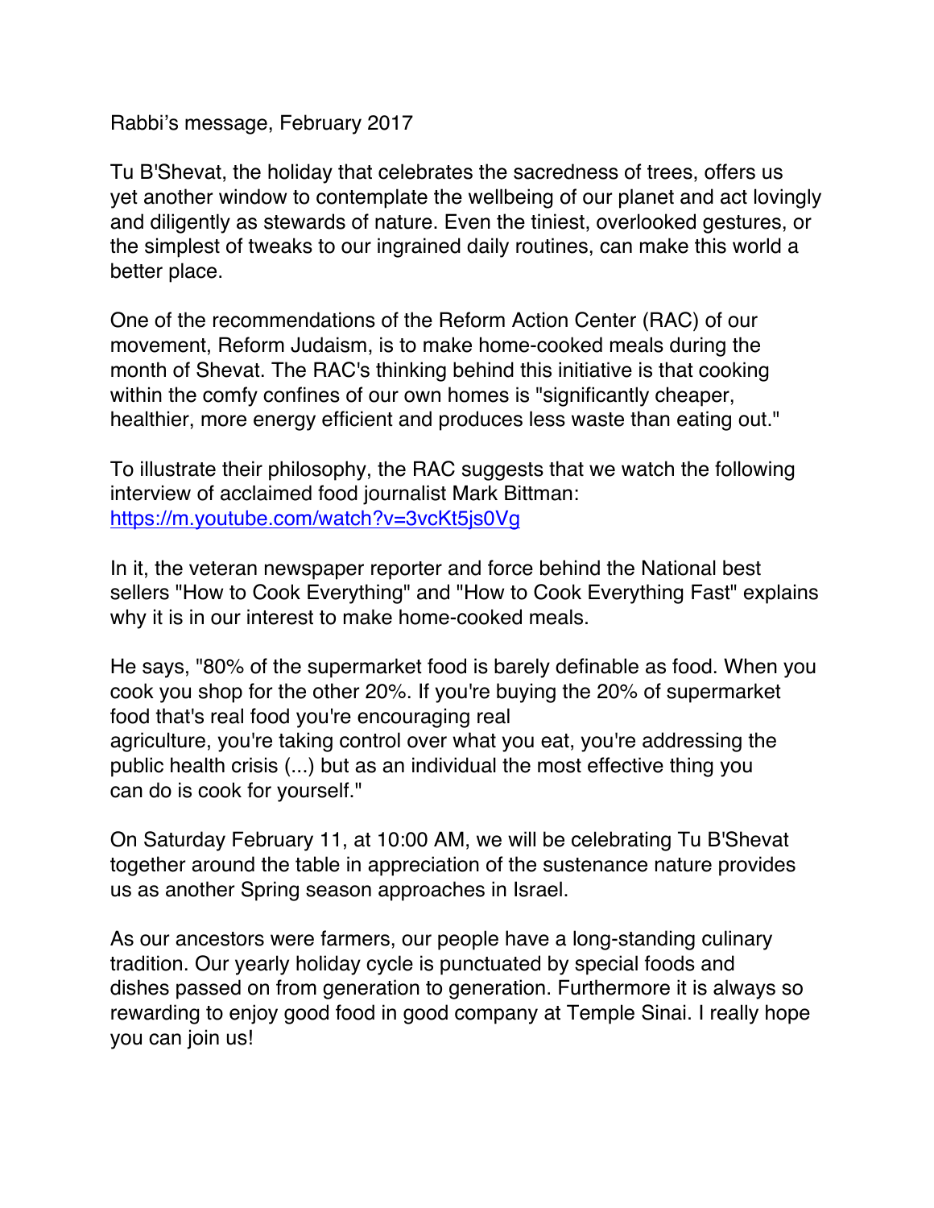Rabbi's message, February 2017

Tu B'Shevat, the holiday that celebrates the sacredness of trees, offers us yet another window to contemplate the wellbeing of our planet and act lovingly and diligently as stewards of nature. Even the tiniest, overlooked gestures, or the simplest of tweaks to our ingrained daily routines, can make this world a better place.

One of the recommendations of the Reform Action Center (RAC) of our movement, Reform Judaism, is to make home-cooked meals during the month of Shevat. The RAC's thinking behind this initiative is that cooking within the comfy confines of our own homes is "significantly cheaper, healthier, more energy efficient and produces less waste than eating out."

To illustrate their philosophy, the RAC suggests that we watch the following interview of acclaimed food journalist Mark Bittman: https://m.youtube.com/watch?v=3vcKt5js0Vg

In it, the veteran newspaper reporter and force behind the National best sellers "How to Cook Everything" and "How to Cook Everything Fast" explains why it is in our interest to make home-cooked meals.

He says, "80% of the supermarket food is barely definable as food. When you cook you shop for the other 20%. If you're buying the 20% of supermarket food that's real food you're encouraging real agriculture, you're taking control over what you eat, you're addressing the public health crisis (...) but as an individual the most effective thing you can do is cook for yourself."

On Saturday February 11, at 10:00 AM, we will be celebrating Tu B'Shevat together around the table in appreciation of the sustenance nature provides us as another Spring season approaches in Israel.

As our ancestors were farmers, our people have a long-standing culinary tradition. Our yearly holiday cycle is punctuated by special foods and dishes passed on from generation to generation. Furthermore it is always so rewarding to enjoy good food in good company at Temple Sinai. I really hope you can join us!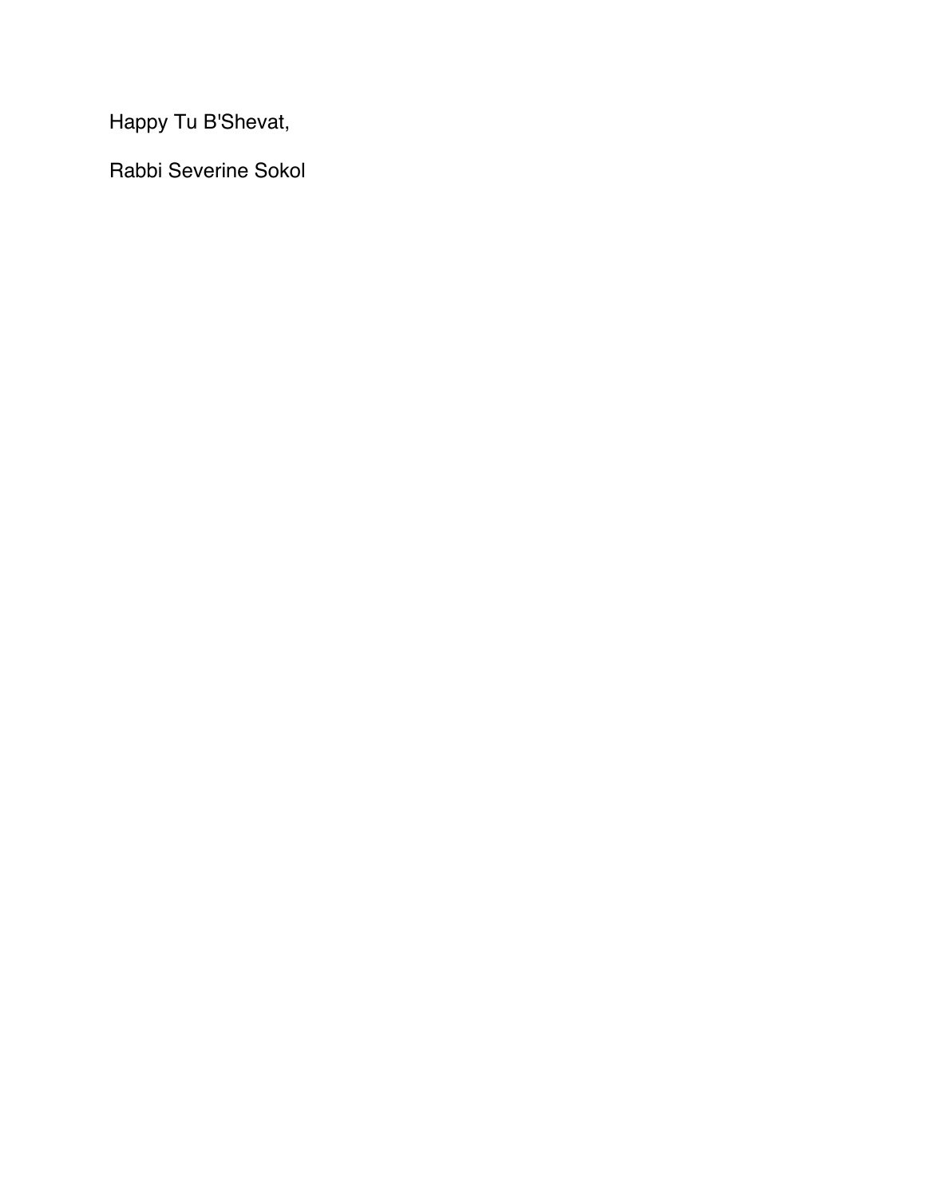Happy Tu B'Shevat,

Rabbi Severine Sokol